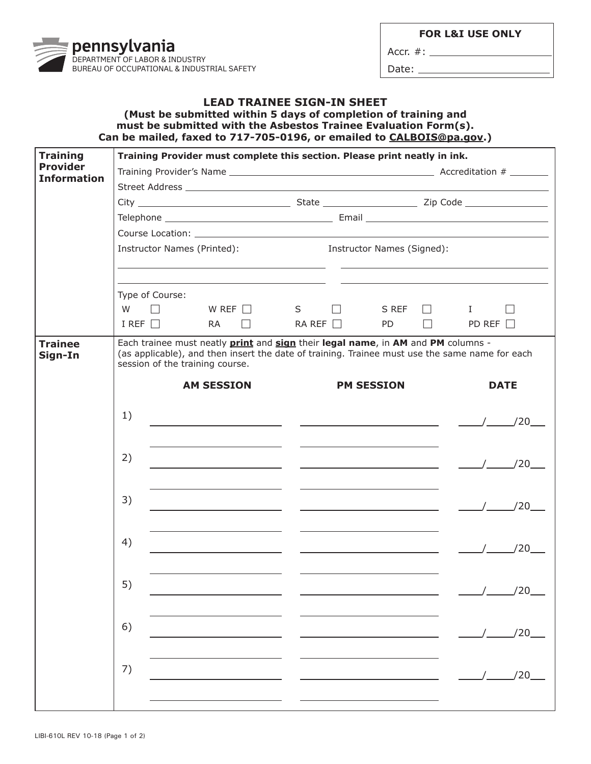pennsylvania
DEPARTMENT OF LABOR & INDUSTRY
BUREAU OF OCCUPATIONAL & INDUSTRIAL SAFETY

| FOR L&I USE ONLY |
|---|
| Accr. #: ____________ |
| Date: ____________ |

# LEAD TRAINEE SIGN-IN SHEET

**(Must be submitted within 5 days of completion of training and must be submitted with the Asbestos Trainee Evaluation Form(s). Can be mailed, faxed to 717-705-0196, or emailed to CALBOIS@pa.gov.)**

## Training Provider Information

**Training Provider must complete this section. Please print neatly in ink.**

Training Provider's Name ______________________________ Accreditation # ________

Street Address ______________________________

City ______________________ State ______________ Zip Code ______________

Telephone ______________________ Email ______________________

Course Location: ______________________________

| Instructor Names (Printed): | Instructor Names (Signed): |
|---|---|
| | |
| | |

Type of Course:

| | | | | |
|---|---|---|---|---|
| W ☐ | W REF ☐ | S ☐ | S REF ☐ | I ☐ |
| I REF ☐ | RA ☐ | RA REF ☐ | PD ☐ | PD REF ☐ |

## Trainee Sign-In

Each trainee must neatly **print** and **sign** their **legal name**, in **AM** and **PM** columns - (as applicable), and then insert the date of training. Trainee must use the same name for each session of the training course.

| | AM SESSION | PM SESSION | DATE |
|---|---|---|---|
| 1) | | | ____/____/20__ |
| 2) | | | ____/____/20__ |
| 3) | | | ____/____/20__ |
| 4) | | | ____/____/20__ |
| 5) | | | ____/____/20__ |
| 6) | | | ____/____/20__ |
| 7) | | | ____/____/20__ |

LIBI-610L REV 10-18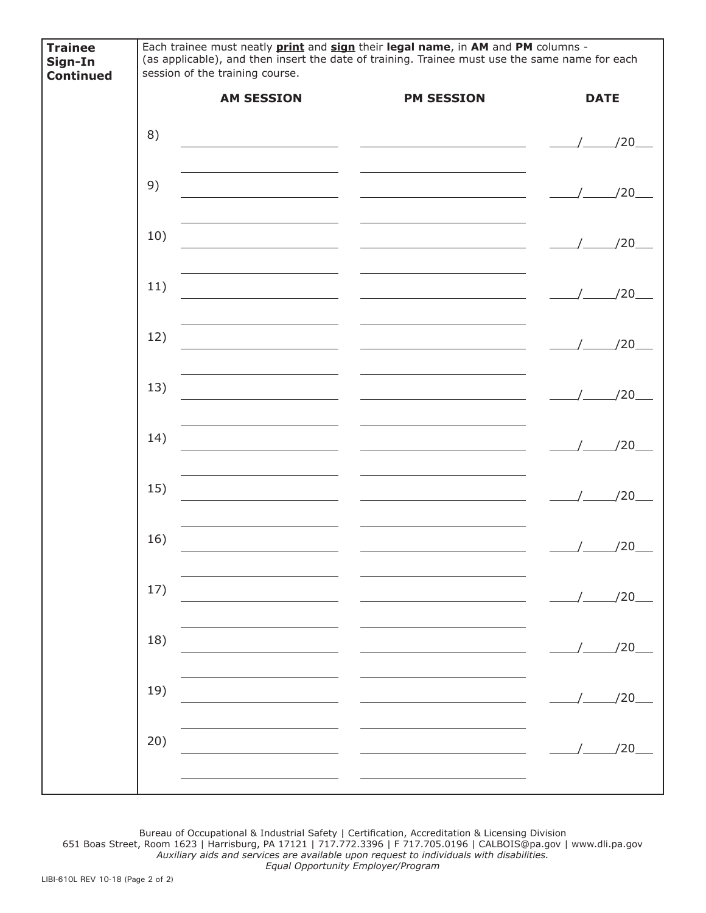| Trainee Sign-In Continued | Each trainee must neatly **print** and **sign** their **legal name**, in **AM** and **PM** columns - (as applicable), and then insert the date of training. Trainee must use the same name for each session of the training course. | | | |
|---|---|---|---|---|
| | | **AM SESSION** | **PM SESSION** | **DATE** |
| | 8) | ______________________ ______________________ | ______________________ ______________________ | ___/____/20__ |
| | 9) | ______________________ ______________________ | ______________________ ______________________ | ___/____/20__ |
| | 10) | ______________________ ______________________ | ______________________ ______________________ | ___/____/20__ |
| | 11) | ______________________ ______________________ | ______________________ ______________________ | ___/____/20__ |
| | 12) | ______________________ ______________________ | ______________________ ______________________ | ___/____/20__ |
| | 13) | ______________________ ______________________ | ______________________ ______________________ | ___/____/20__ |
| | 14) | ______________________ ______________________ | ______________________ ______________________ | ___/____/20__ |
| | 15) | ______________________ ______________________ | ______________________ ______________________ | ___/____/20__ |
| | 16) | ______________________ ______________________ | ______________________ ______________________ | ___/____/20__ |
| | 17) | ______________________ ______________________ | ______________________ ______________________ | ___/____/20__ |
| | 18) | ______________________ ______________________ | ______________________ ______________________ | ___/____/20__ |
| | 19) | ______________________ ______________________ | ______________________ ______________________ | ___/____/20__ |
| | 20) | ______________________ ______________________ | ______________________ ______________________ | ___/____/20__ |

Bureau of Occupational & Industrial Safety | Certification, Accreditation & Licensing Division
651 Boas Street, Room 1623 | Harrisburg, PA 17121 | 717.772.3396 | F 717.705.0196 | CALBOIS@pa.gov | www.dli.pa.gov
*Auxiliary aids and services are available upon request to individuals with disabilities.*
*Equal Opportunity Employer/Program*

LIBI-610L REV 10-18 (Page 2 of 2)